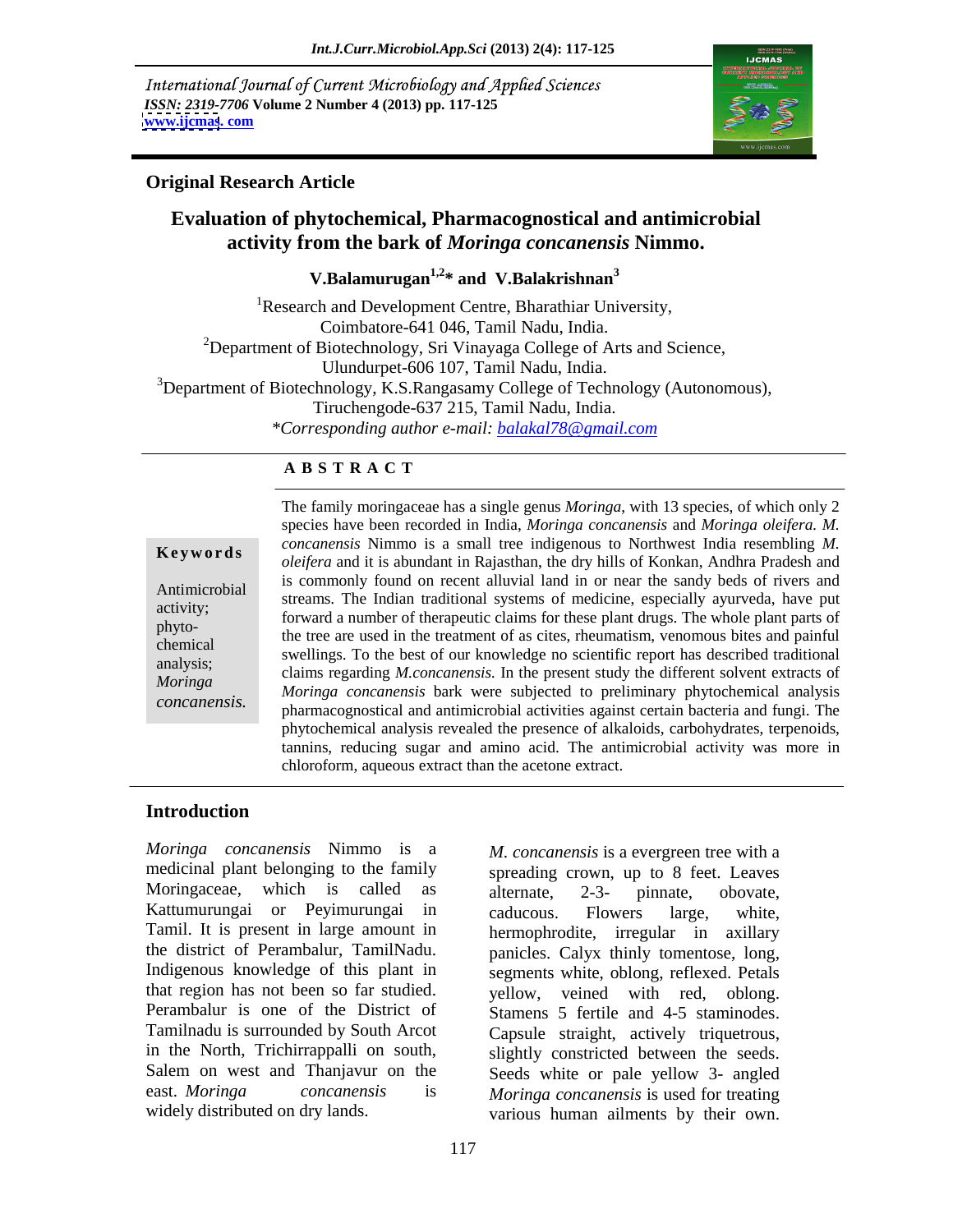International Journal of Current Microbiology and Applied Sciences
*ISSN: 2319-7706* **Volume 2 Number 4 (2013) pp. 117-125**
**www.ijcmas.com**

**Original Research Article**

# Evaluation of phytochemical, Pharmacognostical and antimicrobial activity from the bark of *Moringa concanensis* Nimmo.

**V.Balamurugan[1,2]* and V.Balakrishnan[3]**

[1]Research and Development Centre, Bharathiar University, Coimbatore-641 046, Tamil Nadu, India.
[2]Department of Biotechnology, Sri Vinayaga College of Arts and Science, Ulundurpet-606 107, Tamil Nadu, India.
[3]Department of Biotechnology, K.S.Rangasamy College of Technology (Autonomous), Tiruchengode-637 215, Tamil Nadu, India.
*\*Corresponding author e-mail: balakal78@gmail.com*

## A B S T R A C T

**Keywords**

Antimicrobial activity; phyto-chemical analysis; *Moringa concanensis.*

The family moringaceae has a single genus *Moringa*, with 13 species, of which only 2 species have been recorded in India, *Moringa concanensis* and *Moringa oleifera. M. concanensis* Nimmo is a small tree indigenous to Northwest India resembling *M. oleifera* and it is abundant in Rajasthan, the dry hills of Konkan, Andhra Pradesh and is commonly found on recent alluvial land in or near the sandy beds of rivers and streams. The Indian traditional systems of medicine, especially ayurveda, have put forward a number of therapeutic claims for these plant drugs. The whole plant parts of the tree are used in the treatment of as cites, rheumatism, venomous bites and painful swellings. To the best of our knowledge no scientific report has described traditional claims regarding *M.concanensis.* In the present study the different solvent extracts of *Moringa concanensis* bark were subjected to preliminary phytochemical analysis pharmacognostical and antimicrobial activities against certain bacteria and fungi. The phytochemical analysis revealed the presence of alkaloids, carbohydrates, terpenoids, tannins, reducing sugar and amino acid. The antimicrobial activity was more in chloroform, aqueous extract than the acetone extract.

## Introduction

*Moringa concanensis* Nimmo is a medicinal plant belonging to the family Moringaceae, which is called as Kattumurungai or Peyimurungai in Tamil. It is present in large amount in the district of Perambalur, TamilNadu. Indigenous knowledge of this plant in that region has not been so far studied. Perambalur is one of the District of Tamilnadu is surrounded by South Arcot in the North, Trichirrappalli on south, Salem on west and Thanjavur on the east. *Moringa concanensis* is widely distributed on dry lands.

*M. concanensis* is a evergreen tree with a spreading crown, up to 8 feet. Leaves alternate, 2-3- pinnate, obovate, caducous. Flowers large, white, hermophrodite, irregular in axillary panicles. Calyx thinly tomentose, long, segments white, oblong, reflexed. Petals yellow, veined with red, oblong. Stamens 5 fertile and 4-5 staminodes. Capsule straight, actively triquetrous, slightly constricted between the seeds. Seeds white or pale yellow 3- angled *Moringa concanensis* is used for treating various human ailments by their own.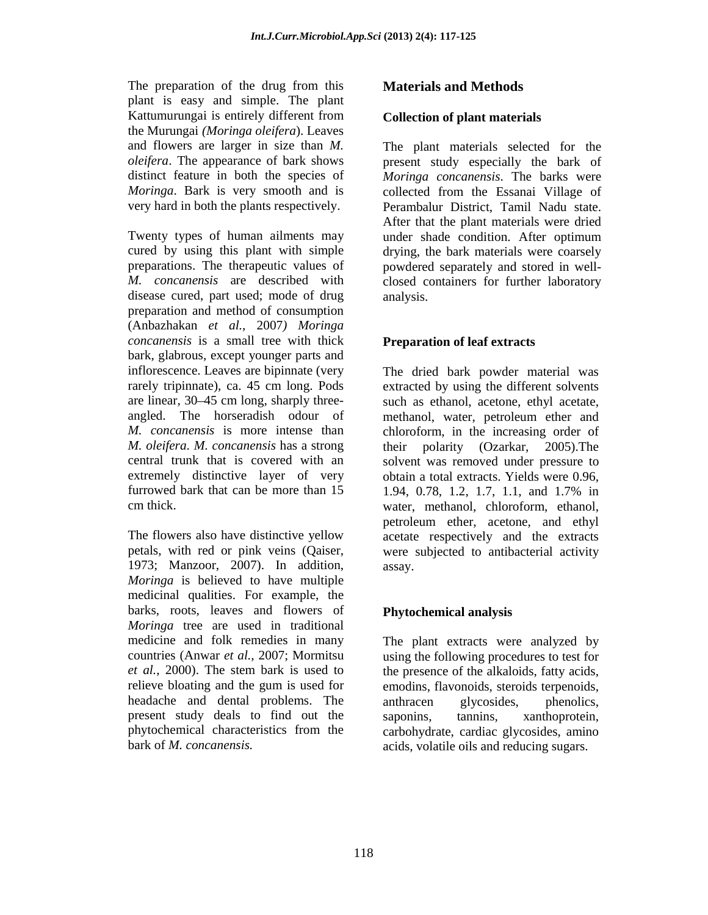The preparation of the drug from this plant is easy and simple. The plant Kattumurungai is entirely different from the Murungai *(Moringa oleifera*). Leaves and flowers are larger in size than *M. oleifera*. The appearance of bark shows distinct feature in both the species of *Moringa*. Bark is very smooth and is very hard in both the plants respectively.

Twenty types of human ailments may cured by using this plant with simple preparations. The therapeutic values of *M. concanensis* are described with disease cured, part used; mode of drug preparation and method of consumption (Anbazhakan *et al.*, 2007*) Moringa concanensis* is a small tree with thick bark, glabrous, except younger parts and inflorescence. Leaves are bipinnate (very rarely tripinnate), ca. 45 cm long. Pods are linear, 30–45 cm long, sharply three-angled. The horseradish odour of *M. concanensis* is more intense than *M. oleifera*. *M. concanensis* has a strong central trunk that is covered with an extremely distinctive layer of very furrowed bark that can be more than 15 cm thick.

The flowers also have distinctive yellow petals, with red or pink veins (Qaiser, 1973; Manzoor, 2007). In addition, *Moringa* is believed to have multiple medicinal qualities. For example, the barks, roots, leaves and flowers of *Moringa* tree are used in traditional medicine and folk remedies in many countries (Anwar *et al.*, 2007; Mormitsu *et al.*, 2000). The stem bark is used to relieve bloating and the gum is used for headache and dental problems. The present study deals to find out the phytochemical characteristics from the bark of *M. concanensis.*

## Materials and Methods

### Collection of plant materials

The plant materials selected for the present study especially the bark of *Moringa concanensis*. The barks were collected from the Essanai Village of Perambalur District, Tamil Nadu state. After that the plant materials were dried under shade condition. After optimum drying, the bark materials were coarsely powdered separately and stored in well-closed containers for further laboratory analysis.

### Preparation of leaf extracts

The dried bark powder material was extracted by using the different solvents such as ethanol, acetone, ethyl acetate, methanol, water, petroleum ether and chloroform, in the increasing order of their polarity (Ozarkar, 2005).The solvent was removed under pressure to obtain a total extracts. Yields were 0.96, 1.94, 0.78, 1.2, 1.7, 1.1, and 1.7% in water, methanol, chloroform, ethanol, petroleum ether, acetone, and ethyl acetate respectively and the extracts were subjected to antibacterial activity assay.

### Phytochemical analysis

The plant extracts were analyzed by using the following procedures to test for the presence of the alkaloids, fatty acids, emodins, flavonoids, steroids terpenoids, anthracen glycosides, phenolics, saponins, tannins, xanthoprotein, carbohydrate, cardiac glycosides, amino acids, volatile oils and reducing sugars.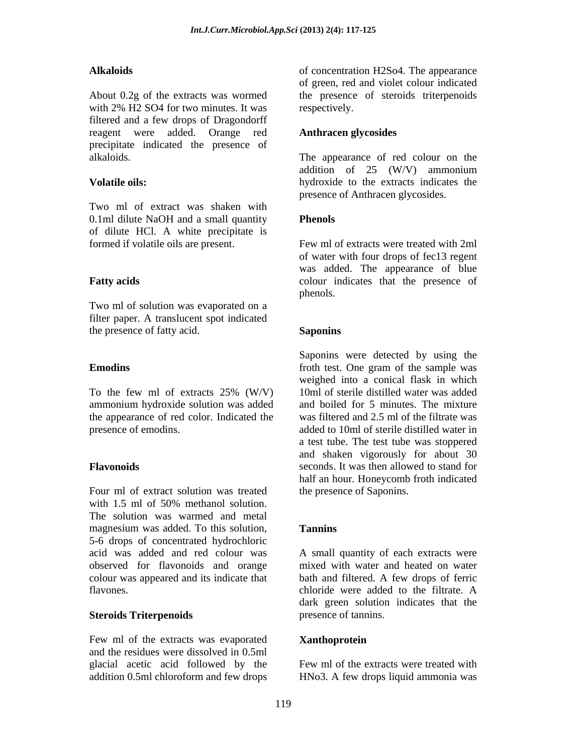## Alkaloids

About 0.2g of the extracts was wormed with 2% $H_2SO_4$ for two minutes. It was filtered and a few drops of Dragondorff reagent were added. Orange red precipitate indicated the presence of alkaloids.

## Volatile oils:

Two ml of extract was shaken with 0.1ml dilute NaOH and a small quantity of dilute HCl. A white precipitate is formed if volatile oils are present.

## Fatty acids

Two ml of solution was evaporated on a filter paper. A translucent spot indicated the presence of fatty acid.

## Emodins

To the few ml of extracts 25% (W/V) ammonium hydroxide solution was added the appearance of red color. Indicated the presence of emodins.

## Flavonoids

Four ml of extract solution was treated with 1.5 ml of 50% methanol solution. The solution was warmed and metal magnesium was added. To this solution, 5-6 drops of concentrated hydrochloric acid was added and red colour was observed for flavonoids and orange colour was appeared and its indicate that flavones.

## Steroids Triterpenoids

Few ml of the extracts was evaporated and the residues were dissolved in 0.5ml glacial acetic acid followed by the addition 0.5ml chloroform and few drops of concentration $H_2SO_4$. The appearance of green, red and violet colour indicated the presence of steroids triterpenoids respectively.

## Anthracen glycosides

The appearance of red colour on the addition of 25 (W/V) ammonium hydroxide to the extracts indicates the presence of Anthracen glycosides.

## Phenols

Few ml of extracts were treated with 2ml of water with four drops of fec13 regent was added. The appearance of blue colour indicates that the presence of phenols.

## Saponins

Saponins were detected by using the froth test. One gram of the sample was weighed into a conical flask in which 10ml of sterile distilled water was added and boiled for 5 minutes. The mixture was filtered and 2.5 ml of the filtrate was added to 10ml of sterile distilled water in a test tube. The test tube was stoppered and shaken vigorously for about 30 seconds. It was then allowed to stand for half an hour. Honeycomb froth indicated the presence of Saponins.

## Tannins

A small quantity of each extracts were mixed with water and heated on water bath and filtered. A few drops of ferric chloride were added to the filtrate. A dark green solution indicates that the presence of tannins.

## Xanthoprotein

Few ml of the extracts were treated with $HNO_3$. A few drops liquid ammonia was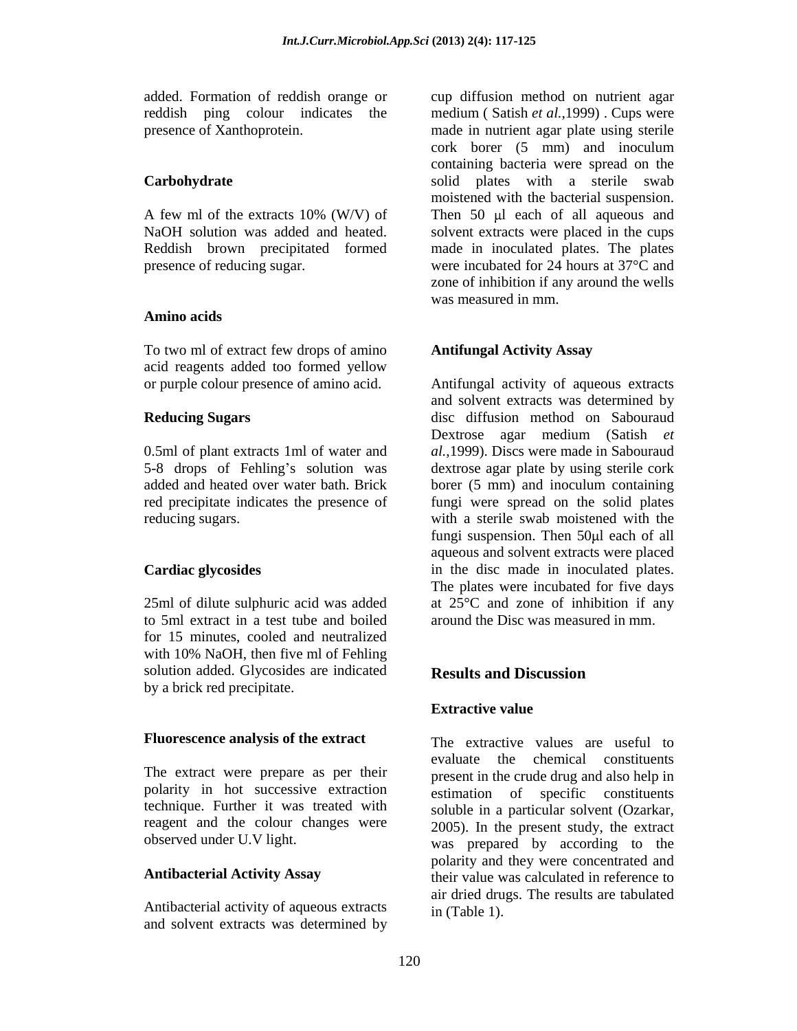added. Formation of reddish orange or reddish ping colour indicates the presence of Xanthoprotein.

### Carbohydrate

A few ml of the extracts 10% (W/V) of NaOH solution was added and heated. Reddish brown precipitated formed presence of reducing sugar.

### Amino acids

To two ml of extract few drops of amino acid reagents added too formed yellow or purple colour presence of amino acid.

### Reducing Sugars

0.5ml of plant extracts 1ml of water and 5-8 drops of Fehling's solution was added and heated over water bath. Brick red precipitate indicates the presence of reducing sugars.

### Cardiac glycosides

25ml of dilute sulphuric acid was added to 5ml extract in a test tube and boiled for 15 minutes, cooled and neutralized with 10% NaOH, then five ml of Fehling solution added. Glycosides are indicated by a brick red precipitate.

### Fluorescence analysis of the extract

The extract were prepare as per their polarity in hot successive extraction technique. Further it was treated with reagent and the colour changes were observed under U.V light.

### Antibacterial Activity Assay

Antibacterial activity of aqueous extracts and solvent extracts was determined by cup diffusion method on nutrient agar medium ( Satish *et al.*,1999) . Cups were made in nutrient agar plate using sterile cork borer (5 mm) and inoculum containing bacteria were spread on the solid plates with a sterile swab moistened with the bacterial suspension. Then 50 μl each of all aqueous and solvent extracts were placed in the cups made in inoculated plates. The plates were incubated for 24 hours at 37°C and zone of inhibition if any around the wells was measured in mm.

### Antifungal Activity Assay

Antifungal activity of aqueous extracts and solvent extracts was determined by disc diffusion method on Sabouraud Dextrose agar medium (Satish *et al.,*1999). Discs were made in Sabouraud dextrose agar plate by using sterile cork borer (5 mm) and inoculum containing fungi were spread on the solid plates with a sterile swab moistened with the fungi suspension. Then 50μl each of all aqueous and solvent extracts were placed in the disc made in inoculated plates. The plates were incubated for five days at 25°C and zone of inhibition if any around the Disc was measured in mm.

## Results and Discussion

### Extractive value

The extractive values are useful to evaluate the chemical constituents present in the crude drug and also help in estimation of specific constituents soluble in a particular solvent (Ozarkar, 2005). In the present study, the extract was prepared by according to the polarity and they were concentrated and their value was calculated in reference to air dried drugs. The results are tabulated in (Table 1).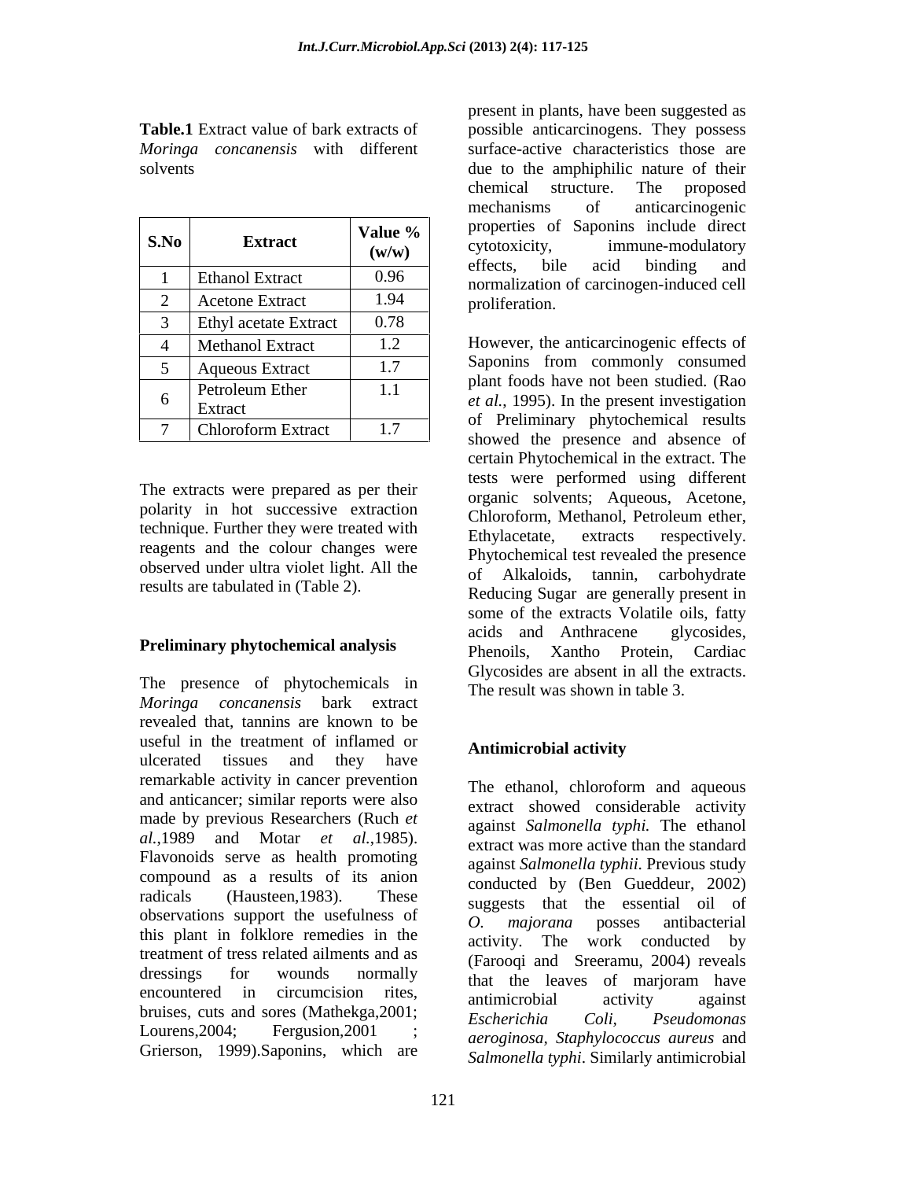**Table.1** Extract value of bark extracts of *Moringa concanensis* with different solvents

| S.No | Extract | Value % (w/w) |
|---|---|---|
| 1 | Ethanol Extract | 0.96 |
| 2 | Acetone Extract | 1.94 |
| 3 | Ethyl acetate Extract | 0.78 |
| 4 | Methanol Extract | 1.2 |
| 5 | Aqueous Extract | 1.7 |
| 6 | Petroleum Ether Extract | 1.1 |
| 7 | Chloroform Extract | 1.7 |

The extracts were prepared as per their polarity in hot successive extraction technique. Further they were treated with reagents and the colour changes were observed under ultra violet light. All the results are tabulated in (Table 2).

## Preliminary phytochemical analysis

The presence of phytochemicals in *Moringa concanensis* bark extract revealed that, tannins are known to be useful in the treatment of inflamed or ulcerated tissues and they have remarkable activity in cancer prevention and anticancer; similar reports were also made by previous Researchers (Ruch *et al.*,1989 and Motar *et al.*,1985). Flavonoids serve as health promoting compound as a results of its anion radicals (Hausteen,1983). These observations support the usefulness of this plant in folklore remedies in the treatment of tress related ailments and as dressings for wounds normally encountered in circumcision rites, bruises, cuts and sores (Mathekga,2001; Lourens,2004; Fergusion,2001 ; Grierson, 1999).Saponins, which are present in plants, have been suggested as possible anticarcinogens. They possess surface-active characteristics those are due to the amphiphilic nature of their chemical structure. The proposed mechanisms of anticarcinogenic properties of Saponins include direct cytotoxicity, immune-modulatory effects, bile acid binding and normalization of carcinogen-induced cell proliferation.

However, the anticarcinogenic effects of Saponins from commonly consumed plant foods have not been studied. (Rao *et al.*, 1995). In the present investigation of Preliminary phytochemical results showed the presence and absence of certain Phytochemical in the extract. The tests were performed using different organic solvents; Aqueous, Acetone, Chloroform, Methanol, Petroleum ether, Ethylacetate, extracts respectively. Phytochemical test revealed the presence of Alkaloids, tannin, carbohydrate Reducing Sugar are generally present in some of the extracts Volatile oils, fatty acids and Anthracene glycosides, Phenoils, Xantho Protein, Cardiac Glycosides are absent in all the extracts. The result was shown in table 3.

## Antimicrobial activity

The ethanol, chloroform and aqueous extract showed considerable activity against *Salmonella typhi.* The ethanol extract was more active than the standard against *Salmonella typhii*. Previous study conducted by (Ben Gueddeur, 2002) suggests that the essential oil of *O. majorana* posses antibacterial activity. The work conducted by (Farooqi and Sreeramu, 2004) reveals that the leaves of marjoram have antimicrobial activity against *Escherichia Coli, Pseudomonas aeroginosa, Staphylococcus aureus* and *Salmonella typhi*. Similarly antimicrobial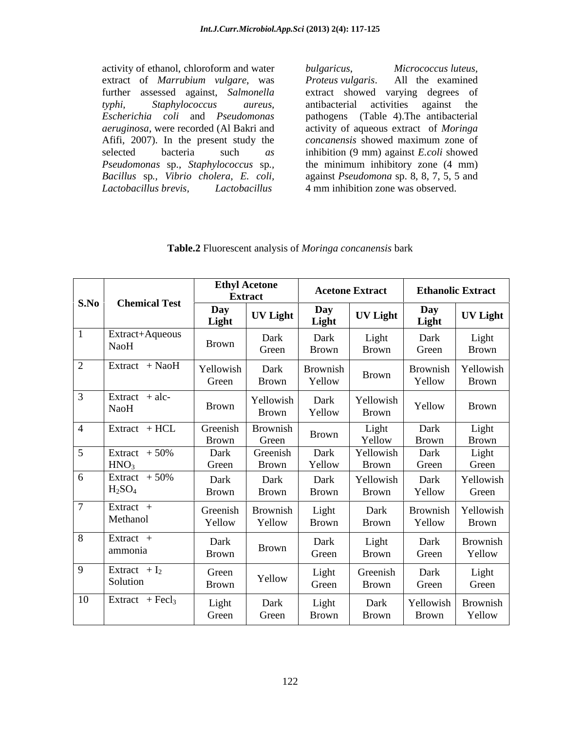activity of ethanol, chloroform and water extract of *Marrubium vulgare*, was further assessed against, *Salmonella typhi*, *Staphylococcus aureus*, *Escherichia coli* and *Pseudomonas aeruginosa*, were recorded (Al Bakri and Afifi, 2007). In the present study the selected bacteria such *as Pseudomonas* sp., *Staphylococcus* sp., *Bacillus* sp., *Vibrio cholera*, *E. coli*, *Lactobacillus brevis*, *Lactobacillus bulgaricus*, *Micrococcus luteus*, *Proteus vulgaris*. All the examined extract showed varying degrees of antibacterial activities against the pathogens (Table 4).The antibacterial activity of aqueous extract of *Moringa concanensis* showed maximum zone of inhibition (9 mm) against *E.coli* showed the minimum inhibitory zone (4 mm) against *Pseudomona* sp. 8, 8, 7, 5, 5 and 4 mm inhibition zone was observed.

**Table.2** Fluorescent analysis of *Moringa concanensis* bark

| S.No | Chemical Test | Ethyl Acetone Extract | | Acetone Extract | | Ethanolic Extract | |
|---|---|---|---|---|---|---|---|
| | | Day Light | UV Light | Day Light | UV Light | Day Light | UV Light |
| 1 | Extract+Aqueous NaoH | Brown | Dark Green | Dark Brown | Light Brown | Dark Green | Light Brown |
| 2 | Extract + NaoH | Yellowish Green | Dark Brown | Brownish Yellow | Brown | Brownish Yellow | Yellowish Brown |
| 3 | Extract + alc-NaoH | Brown | Yellowish Brown | Dark Yellow | Yellowish Brown | Yellow | Brown |
| 4 | Extract + HCL | Greenish Brown | Brownish Green | Brown | Light Yellow | Dark Brown | Light Brown |
| 5 | Extract + 50% $HNO_3$ | Dark Green | Greenish Brown | Dark Yellow | Yellowish Brown | Dark Green | Light Green |
| 6 | Extract + 50% $H_2SO_4$ | Dark Brown | Dark Brown | Dark Brown | Yellowish Brown | Dark Yellow | Yellowish Green |
| 7 | Extract + Methanol | Greenish Yellow | Brownish Yellow | Light Brown | Dark Brown | Brownish Yellow | Yellowish Brown |
| 8 | Extract + ammonia | Dark Brown | Brown | Dark Green | Light Brown | Dark Green | Brownish Yellow |
| 9 | Extract + $I_2$ Solution | Green Brown | Yellow | Light Green | Greenish Brown | Dark Green | Light Green |
| 10 | Extract + $Fecl_3$ | Light Green | Dark Green | Light Brown | Dark Brown | Yellowish Brown | Brownish Yellow |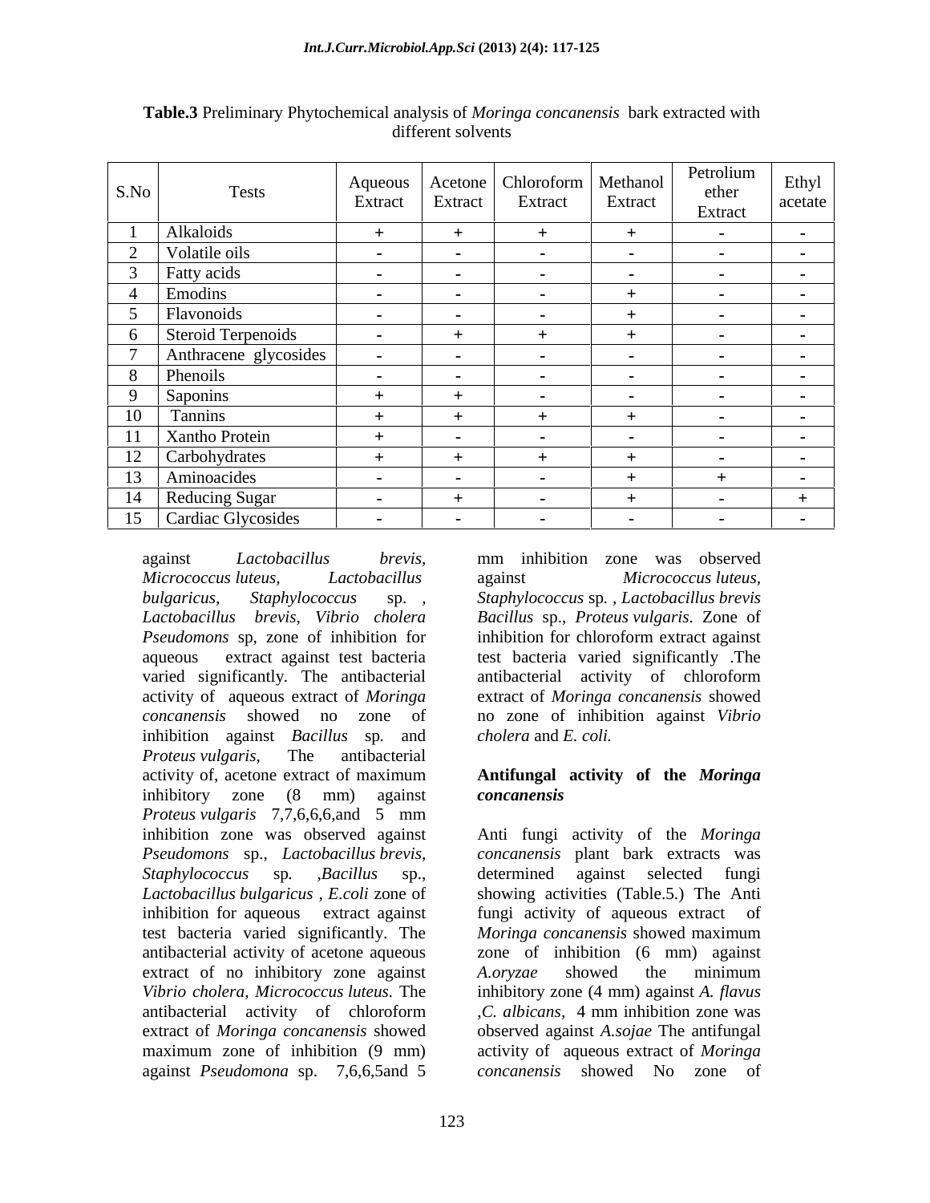**Table.3** Preliminary Phytochemical analysis of *Moringa concanensis* bark extracted with different solvents

| S.No | Tests | Aqueous Extract | Acetone Extract | Chloroform Extract | Methanol Extract | Petrolium ether Extract | Ethyl acetate |
|---|---|---|---|---|---|---|---|
| 1 | Alkaloids | + | + | + | + | - | - |
| 2 | Volatile oils | - | - | - | - | - | - |
| 3 | Fatty acids | - | - | - | - | - | - |
| 4 | Emodins | - | - | - | + | - | - |
| 5 | Flavonoids | - | - | - | + | - | - |
| 6 | Steroid Terpenoids | - | + | + | + | - | - |
| 7 | Anthracene glycosides | - | - | - | - | - | - |
| 8 | Phenoils | - | - | - | - | - | - |
| 9 | Saponins | + | + | - | - | - | - |
| 10 | Tannins | + | + | + | + | - | - |
| 11 | Xantho Protein | + | - | - | - | - | - |
| 12 | Carbohydrates | + | + | + | + | - | - |
| 13 | Aminoacides | - | - | - | + | + | - |
| 14 | Reducing Sugar | - | + | - | + | - | + |
| 15 | Cardiac Glycosides | - | - | - | - | - | - |

against *Lactobacillus brevis*, *Micrococcus luteus*, *Lactobacillus bulgaricus*, *Staphylococcus* sp. , *Lactobacillus brevis*, *Vibrio cholera* *Pseudomons* sp, zone of inhibition for aqueous extract against test bacteria varied significantly. The antibacterial activity of aqueous extract of *Moringa concanensis* showed no zone of inhibition against *Bacillus* sp. and *Proteus vulgaris*, The antibacterial activity of, acetone extract of maximum inhibitory zone (8 mm) against *Proteus vulgaris* 7,7,6,6,6,and 5 mm inhibition zone was observed against *Pseudomons* sp., *Lactobacillus brevis*, *Staphylococcus* sp. ,*Bacillus* sp., *Lactobacillus bulgaricus* , *E.coli* zone of inhibition for aqueous extract against test bacteria varied significantly. The antibacterial activity of acetone aqueous extract of no inhibitory zone against *Vibrio cholera*, *Micrococcus luteus*. The antibacterial activity of chloroform extract of *Moringa concanensis* showed maximum zone of inhibition (9 mm) against *Pseudomona* sp. 7,6,6,5and 5 mm inhibition zone was observed against *Micrococcus luteus*, *Staphylococcus* sp. , *Lactobacillus brevis* *Bacillus* sp., *Proteus vulgaris*. Zone of inhibition for chloroform extract against test bacteria varied significantly .The antibacterial activity of chloroform extract of *Moringa concanensis* showed no zone of inhibition against *Vibrio cholera* and *E. coli.*

**Antifungal activity of the *Moringa concanensis***

Anti fungi activity of the *Moringa concanensis* plant bark extracts was determined against selected fungi showing activities (Table.5.) The Anti fungi activity of aqueous extract of *Moringa concanensis* showed maximum zone of inhibition (6 mm) against *A.oryzae* showed the minimum inhibitory zone (4 mm) against *A. flavus* ,*C. albicans*, 4 mm inhibition zone was observed against *A.sojae* The antifungal activity of aqueous extract of *Moringa concanensis* showed No zone of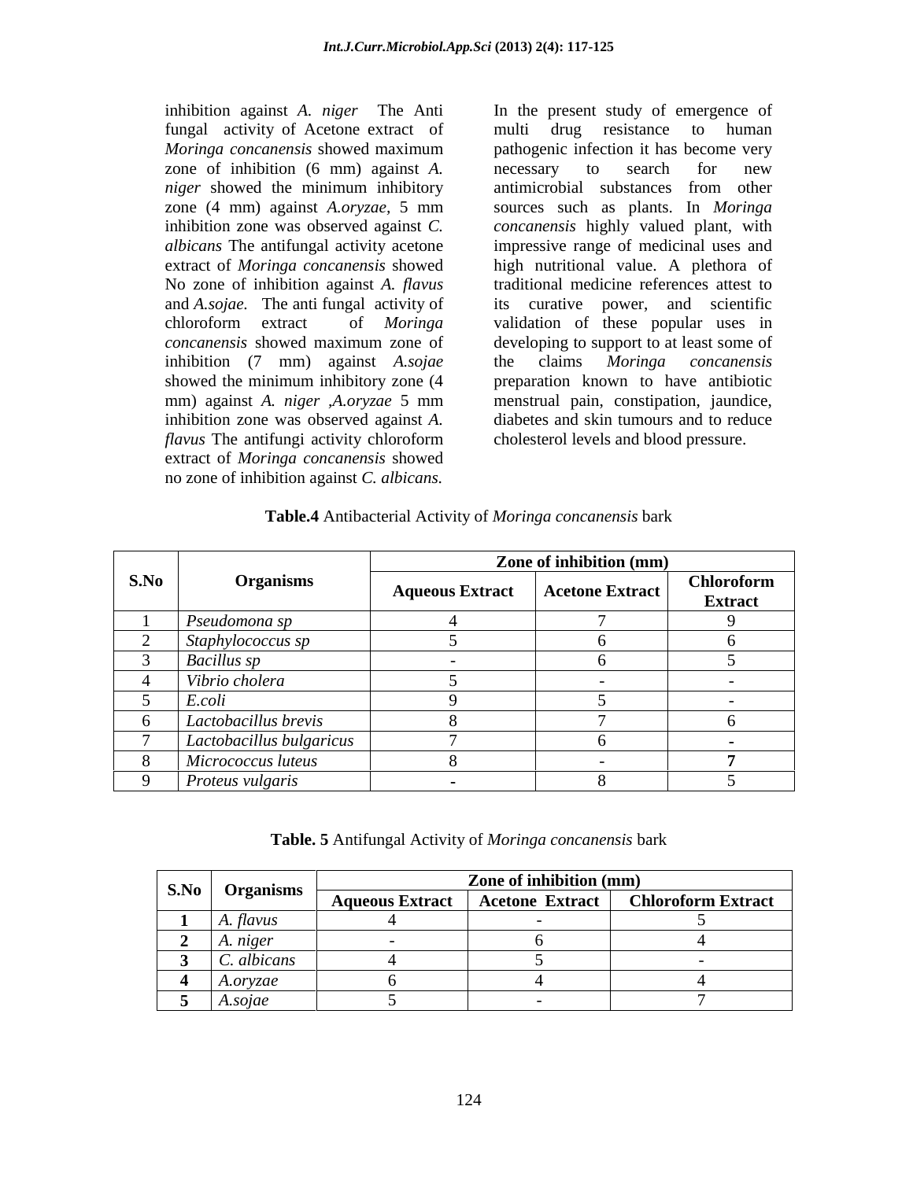inhibition against *A. niger* The Anti fungal activity of Acetone extract of *Moringa concanensis* showed maximum zone of inhibition (6 mm) against *A. niger* showed the minimum inhibitory zone (4 mm) against *A.oryzae*, 5 mm inhibition zone was observed against *C. albicans* The antifungal activity acetone extract of *Moringa concanensis* showed No zone of inhibition against *A. flavus* and *A.sojae.* The anti fungal activity of chloroform extract of *Moringa concanensis* showed maximum zone of inhibition (7 mm) against *A.sojae* showed the minimum inhibitory zone (4 mm) against *A. niger* ,*A.oryzae* 5 mm inhibition zone was observed against *A. flavus* The antifungi activity chloroform extract of *Moringa concanensis* showed no zone of inhibition against *C. albicans.*

In the present study of emergence of multi drug resistance to human pathogenic infection it has become very necessary to search for new antimicrobial substances from other sources such as plants. In *Moringa concanensis* highly valued plant, with impressive range of medicinal uses and high nutritional value. A plethora of traditional medicine references attest to its curative power, and scientific validation of these popular uses in developing to support to at least some of the claims *Moringa concanensis* preparation known to have antibiotic menstrual pain, constipation, jaundice, diabetes and skin tumours and to reduce cholesterol levels and blood pressure.

**Table.4** Antibacterial Activity of *Moringa concanensis* bark

| S.No | Organisms | Zone of inhibition (mm) | | |
|---|---|---|---|---|
| | | Aqueous Extract | Acetone Extract | Chloroform Extract |
| 1 | *Pseudomona sp* | 4 | 7 | 9 |
| 2 | *Staphylococcus sp* | 5 | 6 | 6 |
| 3 | *Bacillus sp* | - | 6 | 5 |
| 4 | *Vibrio cholera* | 5 | - | - |
| 5 | *E.coli* | 9 | 5 | - |
| 6 | *Lactobacillus brevis* | 8 | 7 | 6 |
| 7 | *Lactobacillus bulgaricus* | 7 | 6 | - |
| 8 | *Micrococcus luteus* | 8 | - | **7** |
| 9 | *Proteus vulgaris* | - | 8 | 5 |

**Table. 5** Antifungal Activity of *Moringa concanensis* bark

| S.No | Organisms | Zone of inhibition (mm) | | |
|---|---|---|---|---|
| | | Aqueous Extract | Acetone Extract | Chloroform Extract |
| **1** | *A. flavus* | 4 | - | 5 |
| **2** | *A. niger* | - | 6 | 4 |
| **3** | *C. albicans* | 4 | 5 | - |
| **4** | *A.oryzae* | 6 | 4 | 4 |
| **5** | *A.sojae* | 5 | - | 7 |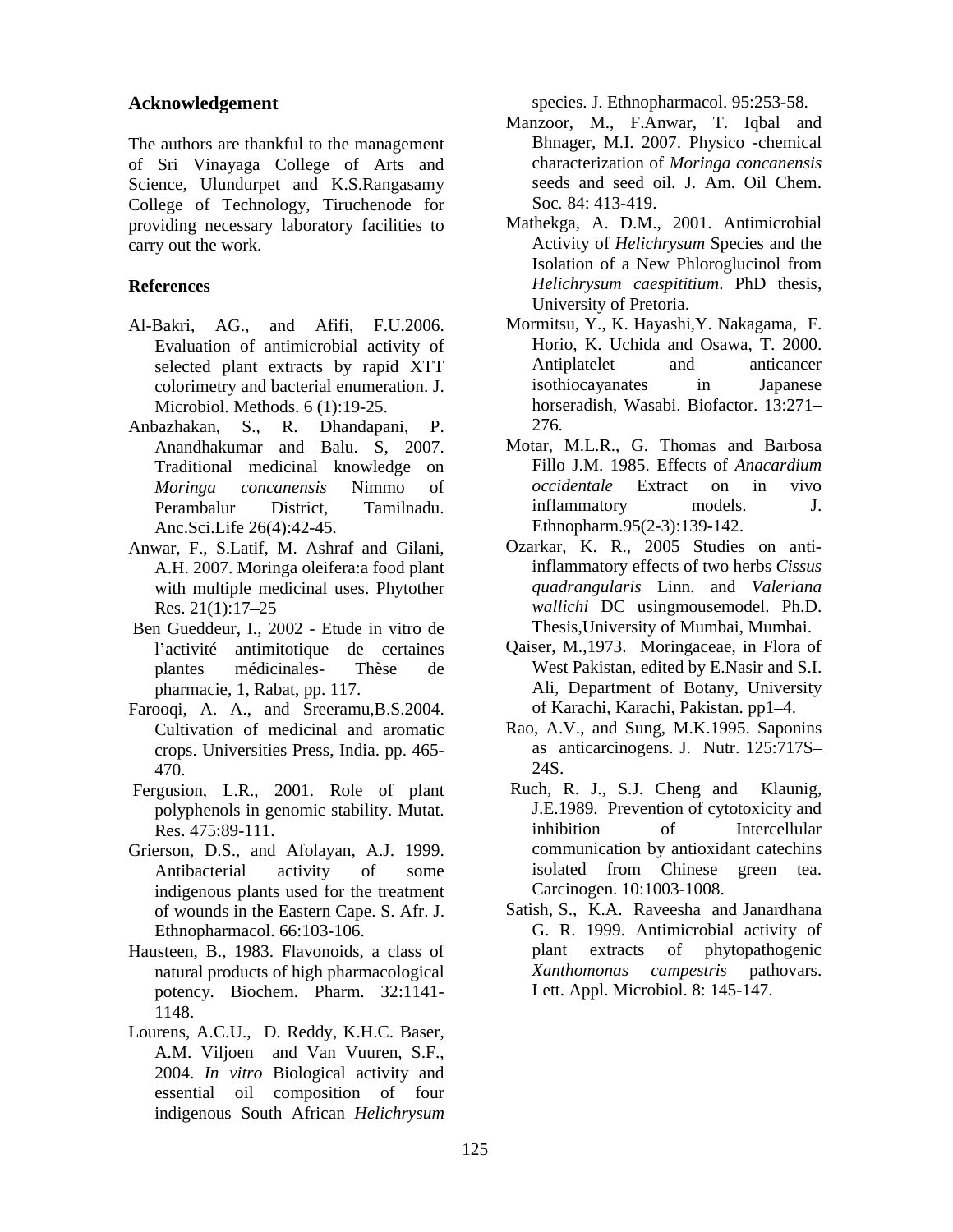## Acknowledgement

The authors are thankful to the management of Sri Vinayaga College of Arts and Science, Ulundurpet and K.S.Rangasamy College of Technology, Tiruchenode for providing necessary laboratory facilities to carry out the work.

## References

Al-Bakri, AG., and Afifi, F.U.2006. Evaluation of antimicrobial activity of selected plant extracts by rapid XTT colorimetry and bacterial enumeration. J. Microbiol. Methods. 6 (1):19-25.

Anbazhakan, S., R. Dhandapani, P. Anandhakumar and Balu. S, 2007. Traditional medicinal knowledge on *Moringa concanensis* Nimmo of Perambalur District, Tamilnadu. Anc.Sci.Life 26(4):42-45.

Anwar, F., S.Latif, M. Ashraf and Gilani, A.H. 2007. Moringa oleifera:a food plant with multiple medicinal uses. Phytother Res. 21(1):17–25

Ben Gueddeur, I., 2002 - Etude in vitro de l'activité antimitotique de certaines plantes médicinales- Thèse de pharmacie, 1, Rabat, pp. 117.

Farooqi, A. A., and Sreeramu,B.S.2004. Cultivation of medicinal and aromatic crops. Universities Press, India. pp. 465-470.

Fergusion, L.R., 2001. Role of plant polyphenols in genomic stability. Mutat. Res. 475:89-111.

Grierson, D.S., and Afolayan, A.J. 1999. Antibacterial activity of some indigenous plants used for the treatment of wounds in the Eastern Cape. S. Afr. J. Ethnopharmacol. 66:103-106.

Hausteen, B., 1983. Flavonoids, a class of natural products of high pharmacological potency. Biochem. Pharm. 32:1141-1148.

Lourens, A.C.U., D. Reddy, K.H.C. Baser, A.M. Viljoen and Van Vuuren, S.F., 2004. *In vitro* Biological activity and essential oil composition of four indigenous South African *Helichrysum* species. J. Ethnopharmacol. 95:253-58.

Manzoor, M., F.Anwar, T. Iqbal and Bhnager, M.I. 2007. Physico -chemical characterization of *Moringa concanensis* seeds and seed oil. J. Am. Oil Chem. Soc. 84: 413-419.

Mathekga, A. D.M., 2001. Antimicrobial Activity of *Helichrysum* Species and the Isolation of a New Phloroglucinol from *Helichrysum caespititium*. PhD thesis, University of Pretoria.

Mormitsu, Y., K. Hayashi,Y. Nakagama, F. Horio, K. Uchida and Osawa, T. 2000. Antiplatelet and anticancer isothiocayanates in Japanese horseradish, Wasabi. Biofactor. 13:271–276.

Motar, M.L.R., G. Thomas and Barbosa Fillo J.M. 1985. Effects of *Anacardium occidentale* Extract on in vivo inflammatory models. J. Ethnopharm.95(2-3):139-142.

Ozarkar, K. R., 2005 Studies on anti-inflammatory effects of two herbs *Cissus quadrangularis* Linn. and *Valeriana wallichi* DC usingmousemodel. Ph.D. Thesis,University of Mumbai, Mumbai.

Qaiser, M.,1973. Moringaceae, in Flora of West Pakistan, edited by E.Nasir and S.I. Ali, Department of Botany, University of Karachi, Karachi, Pakistan. pp1–4.

Rao, A.V., and Sung, M.K.1995. Saponins as anticarcinogens. J. Nutr. 125:717S–24S.

Ruch, R. J., S.J. Cheng and Klaunig, J.E.1989. Prevention of cytotoxicity and inhibition of Intercellular communication by antioxidant catechins isolated from Chinese green tea. Carcinogen. 10:1003-1008.

Satish, S., K.A. Raveesha and Janardhana G. R. 1999. Antimicrobial activity of plant extracts of phytopathogenic *Xanthomonas campestris* pathovars. Lett. Appl. Microbiol. 8: 145-147.